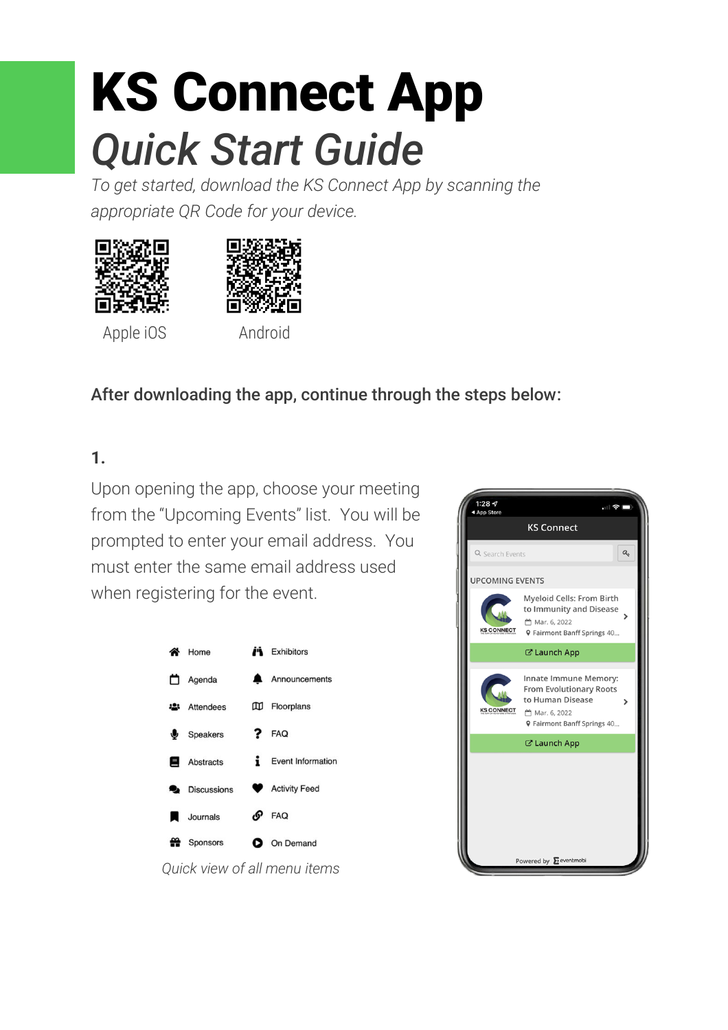# KS Connect App

## *Quick Start Guide*

*To get started, download the KS Connect App by scanning the appropriate QR Code for your device.*

Apple iOS

Android

### After downloading the app, continue through the steps below:

**1.**

Upon opening the app, choose your meeting from the "Upcoming Events" list. You will be prompted to enter your email address. You must enter the same email address used when registering for the event.

| | |
|---|---|
| Home | Exhibitors |
| Agenda | Announcements |
| Attendees | Floorplans |
| Speakers | FAQ |
| Abstracts | Event Information |
| Discussions | Activity Feed |
| Journals | FAQ |
| Sponsors | On Demand |

*Quick view of all menu items*

1:28
◂ App Store

KS Connect

Search Events

UPCOMING EVENTS

Myeloid Cells: From Birth to Immunity and Disease
Mar. 6, 2022
Fairmont Banff Springs 40...

Launch App

Innate Immune Memory: From Evolutionary Roots to Human Disease
Mar. 6, 2022
Fairmont Banff Springs 40...

Launch App

Powered by eventmobi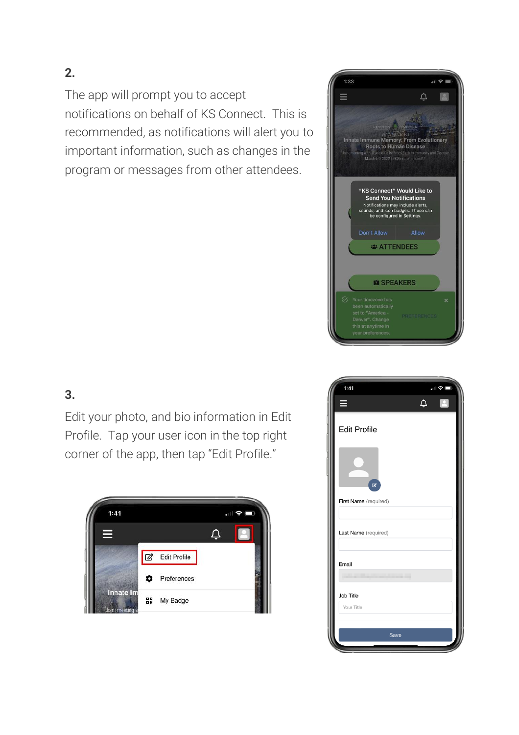**2.**

The app will prompt you to accept notifications on behalf of KS Connect. This is recommended, as notifications will alert you to important information, such as changes in the program or messages from other attendees.

**3.**

Edit your photo, and bio information in Edit Profile. Tap your user icon in the top right corner of the app, then tap “Edit Profile.”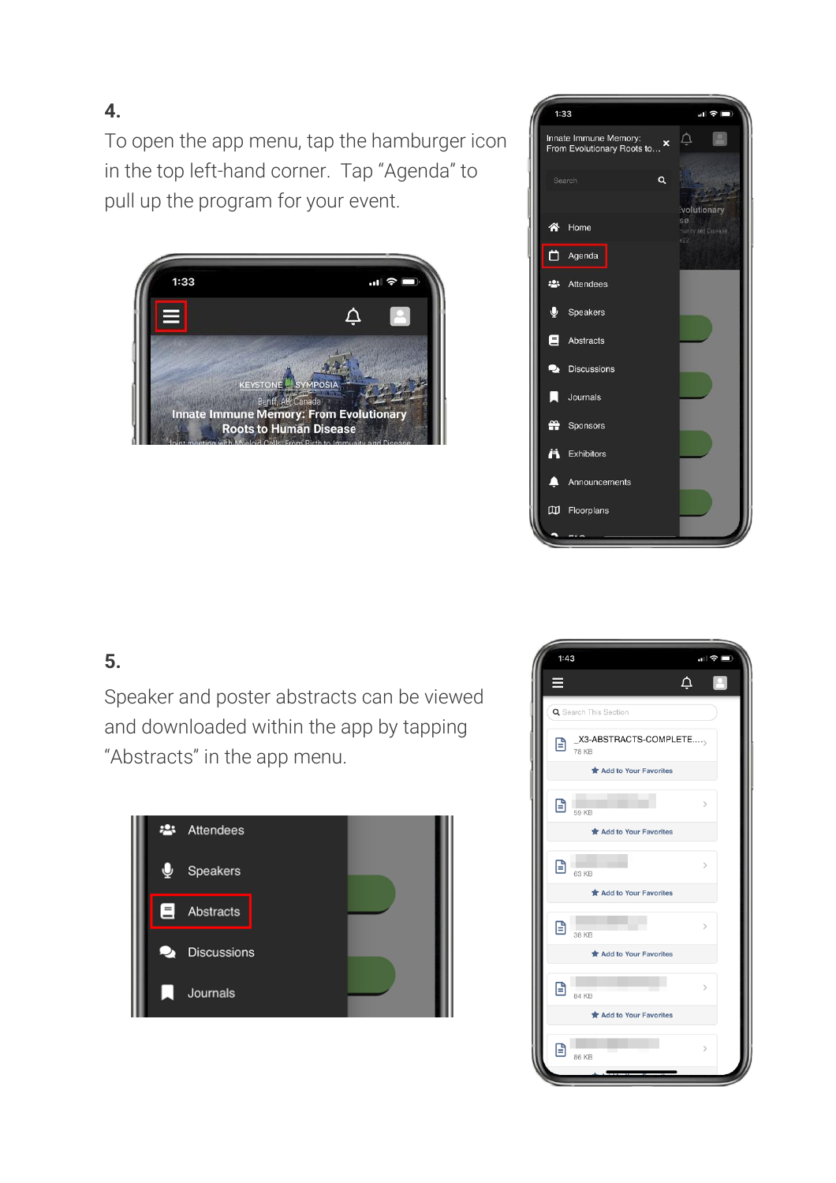**4.**

To open the app menu, tap the hamburger icon in the top left-hand corner. Tap “Agenda” to pull up the program for your event.

**5.**

Speaker and poster abstracts can be viewed and downloaded within the app by tapping “Abstracts” in the app menu.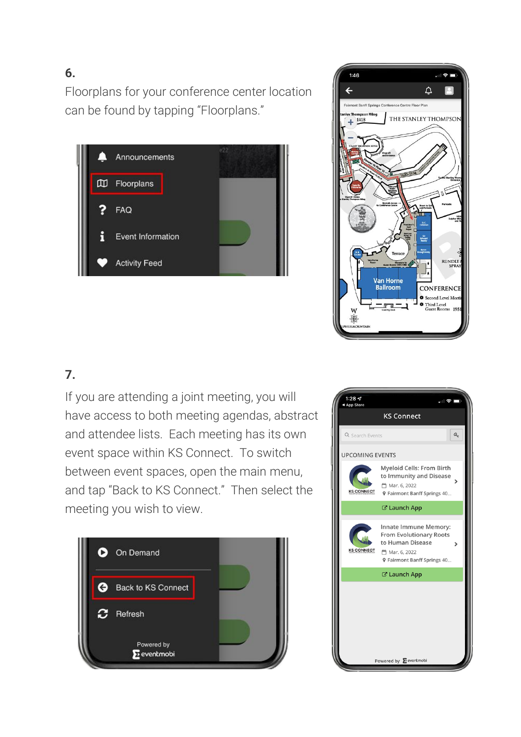6.

Floorplans for your conference center location can be found by tapping “Floorplans.”

7.

If you are attending a joint meeting, you will have access to both meeting agendas, abstract and attendee lists. Each meeting has its own event space within KS Connect. To switch between event spaces, open the main menu, and tap “Back to KS Connect.” Then select the meeting you wish to view.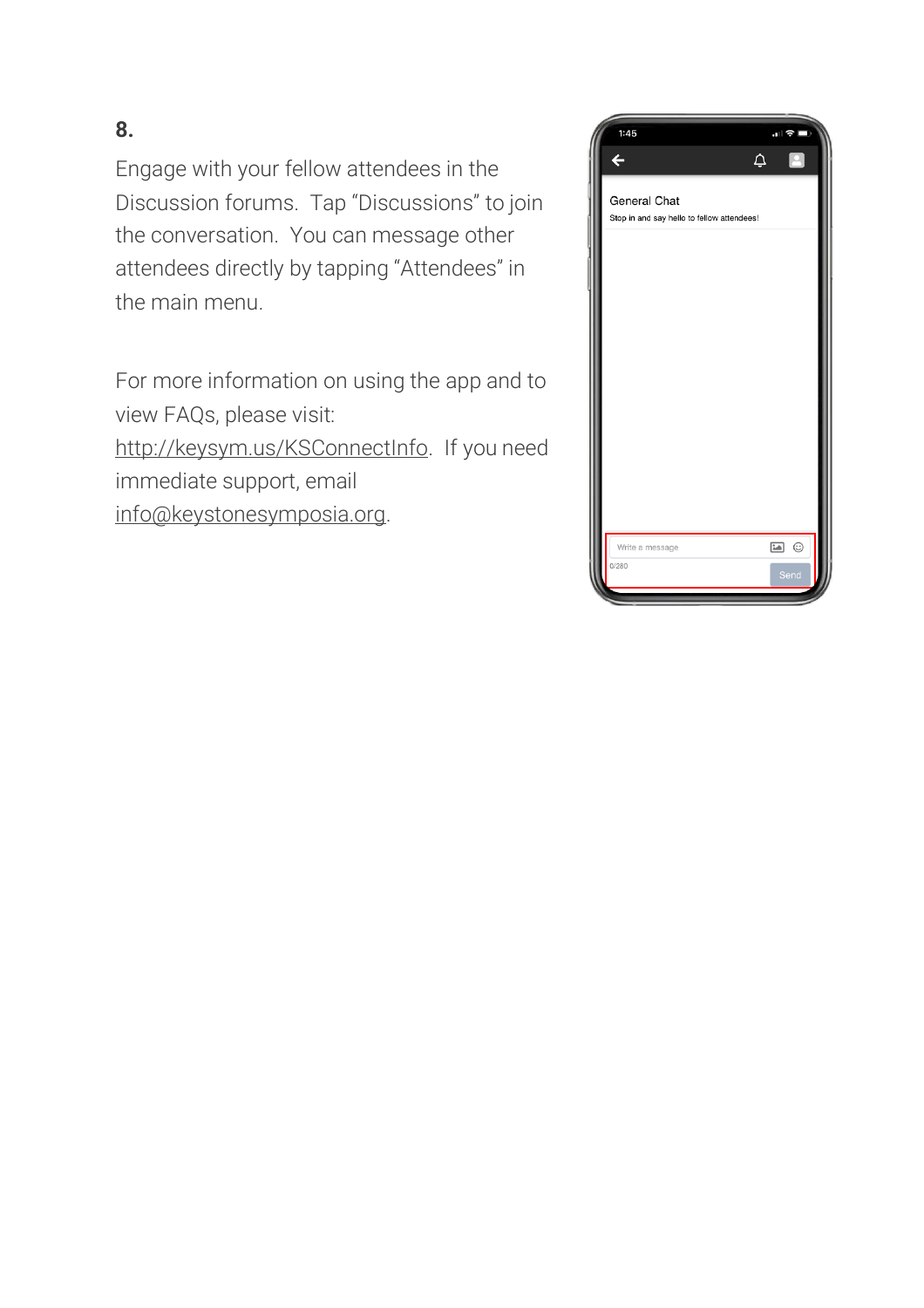**8.**

Engage with your fellow attendees in the Discussion forums. Tap “Discussions” to join the conversation. You can message other attendees directly by tapping “Attendees” in the main menu.

For more information on using the app and to view FAQs, please visit: http://keysym.us/KSConnectInfo. If you need immediate support, email info@keystonesymposia.org.